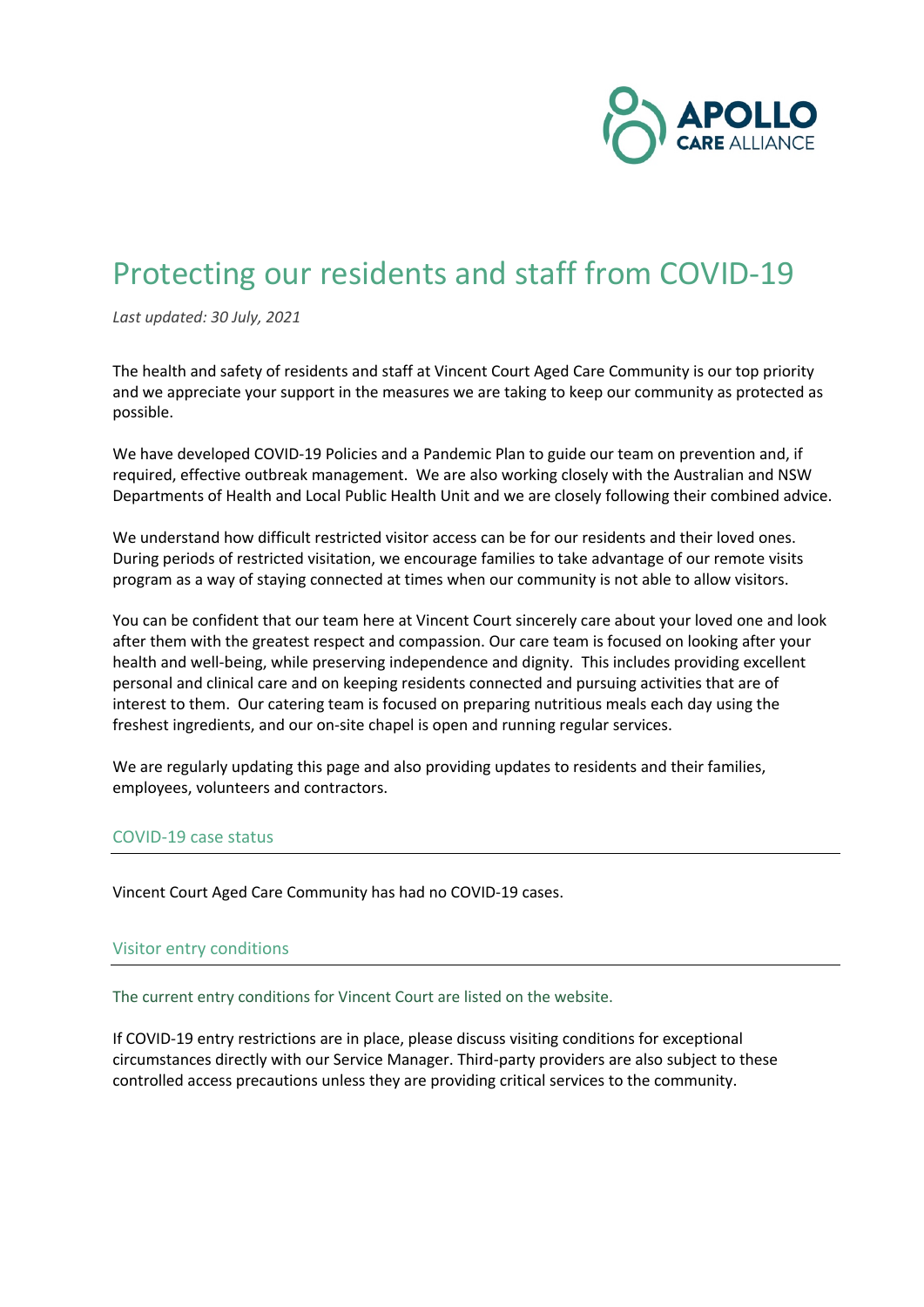# Protecting our residents and staff from COVID-19

*Last updated: 30 July, 2021*

The health and safety of residents and staff at Vincent Court Aged Care Community is our top priority and we appreciate your support in the measures we are taking to keep our community as protected as possible.

We have developed COVID-19 Policies and a Pandemic Plan to guide our team on prevention and, if required, effective outbreak management. We are also working closely with the Australian and NSW Departments of Health and Local Public Health Unit and we are closely following their combined advice.

We understand how difficult restricted visitor access can be for our residents and their loved ones. During periods of restricted visitation, we encourage families to take advantage of our remote visits program as a way of staying connected at times when our community is not able to allow visitors.

You can be confident that our team here at Vincent Court sincerely care about your loved one and look after them with the greatest respect and compassion. Our care team is focused on looking after your health and well-being, while preserving independence and dignity. This includes providing excellent personal and clinical care and on keeping residents connected and pursuing activities that are of interest to them. Our catering team is focused on preparing nutritious meals each day using the freshest ingredients, and our on-site chapel is open and running regular services.

We are regularly updating this page and also providing updates to residents and their families, employees, volunteers and contractors.

## COVID-19 case status

Vincent Court Aged Care Community has had no COVID-19 cases.

## Visitor entry conditions

The current entry conditions for Vincent Court are listed on the website.

If COVID-19 entry restrictions are in place, please discuss visiting conditions for exceptional circumstances directly with our Service Manager. Third-party providers are also subject to these controlled access precautions unless they are providing critical services to the community.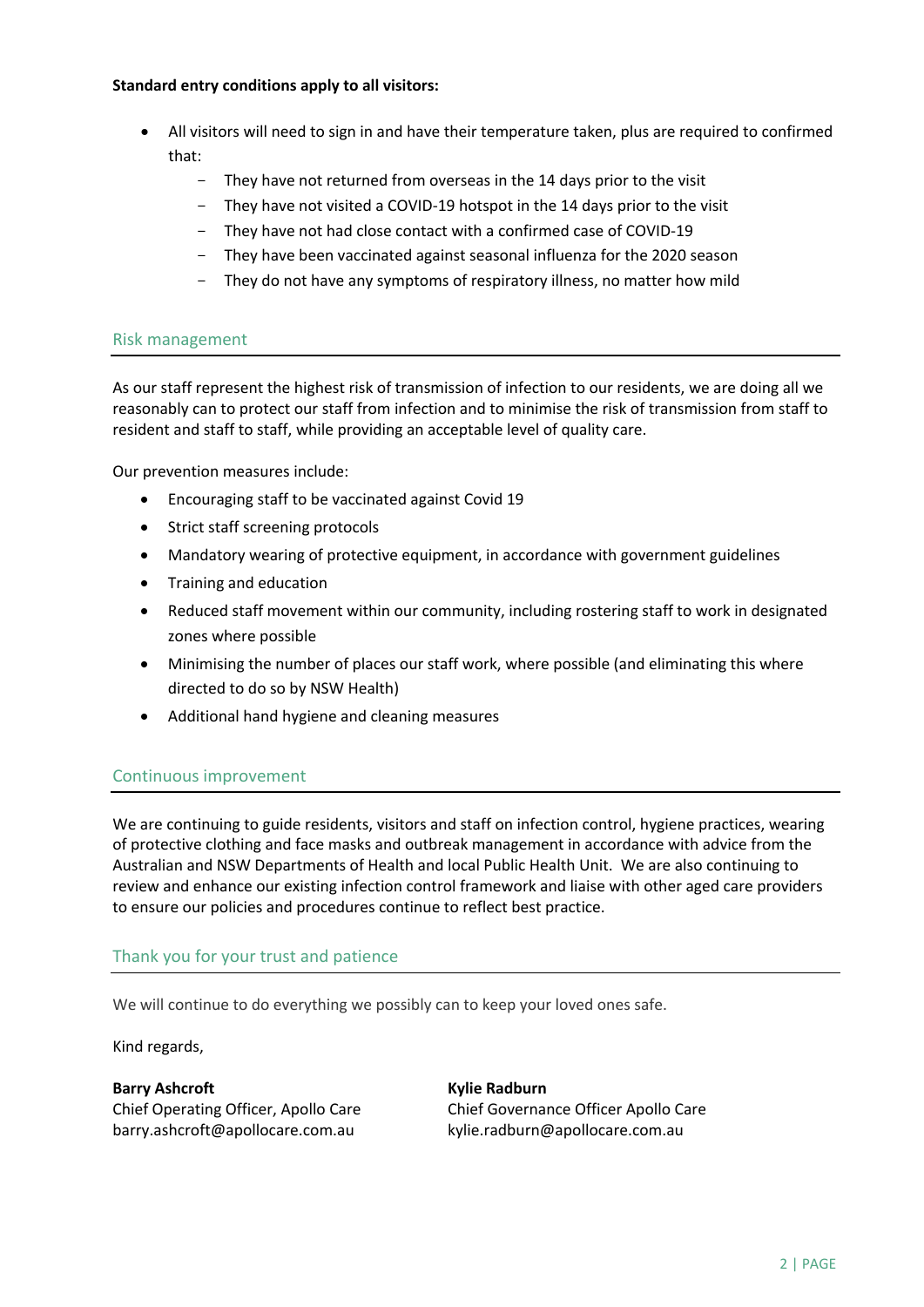**Standard entry conditions apply to all visitors:**

- All visitors will need to sign in and have their temperature taken, plus are required to confirmed that:
    - They have not returned from overseas in the 14 days prior to the visit
    - They have not visited a COVID-19 hotspot in the 14 days prior to the visit
    - They have not had close contact with a confirmed case of COVID-19
    - They have been vaccinated against seasonal influenza for the 2020 season
    - They do not have any symptoms of respiratory illness, no matter how mild

## Risk management

As our staff represent the highest risk of transmission of infection to our residents, we are doing all we reasonably can to protect our staff from infection and to minimise the risk of transmission from staff to resident and staff to staff, while providing an acceptable level of quality care.

Our prevention measures include:

- Encouraging staff to be vaccinated against Covid 19
- Strict staff screening protocols
- Mandatory wearing of protective equipment, in accordance with government guidelines
- Training and education
- Reduced staff movement within our community, including rostering staff to work in designated zones where possible
- Minimising the number of places our staff work, where possible (and eliminating this where directed to do so by NSW Health)
- Additional hand hygiene and cleaning measures

## Continuous improvement

We are continuing to guide residents, visitors and staff on infection control, hygiene practices, wearing of protective clothing and face masks and outbreak management in accordance with advice from the Australian and NSW Departments of Health and local Public Health Unit. We are also continuing to review and enhance our existing infection control framework and liaise with other aged care providers to ensure our policies and procedures continue to reflect best practice.

## Thank you for your trust and patience

We will continue to do everything we possibly can to keep your loved ones safe.

Kind regards,

**Barry Ashcroft**
Chief Operating Officer, Apollo Care
barry.ashcroft@apollocare.com.au

**Kylie Radburn**
Chief Governance Officer Apollo Care
kylie.radburn@apollocare.com.au